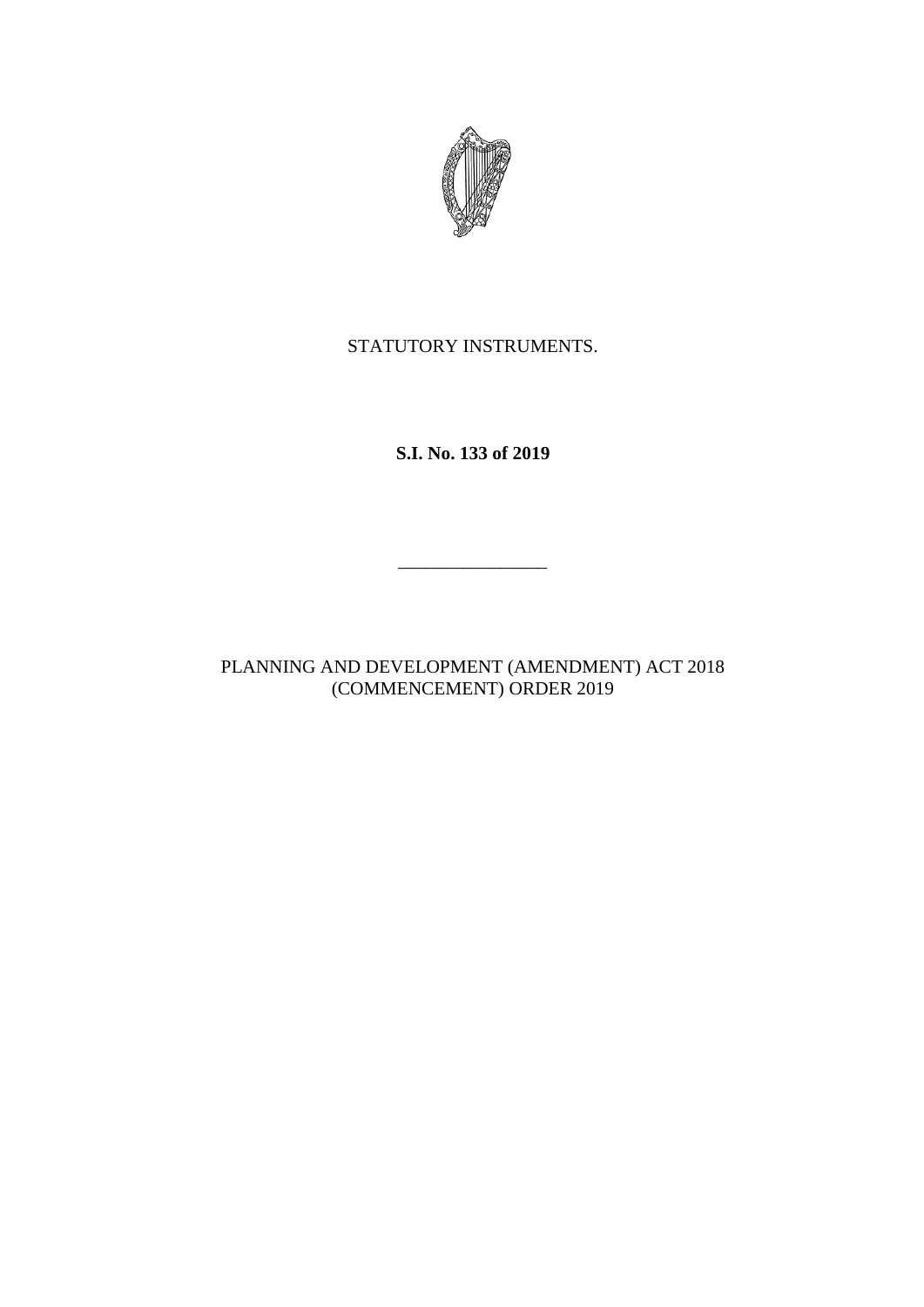STATUTORY INSTRUMENTS.

**S.I. No. 133 of 2019**

---

PLANNING AND DEVELOPMENT (AMENDMENT) ACT 2018 (COMMENCEMENT) ORDER 2019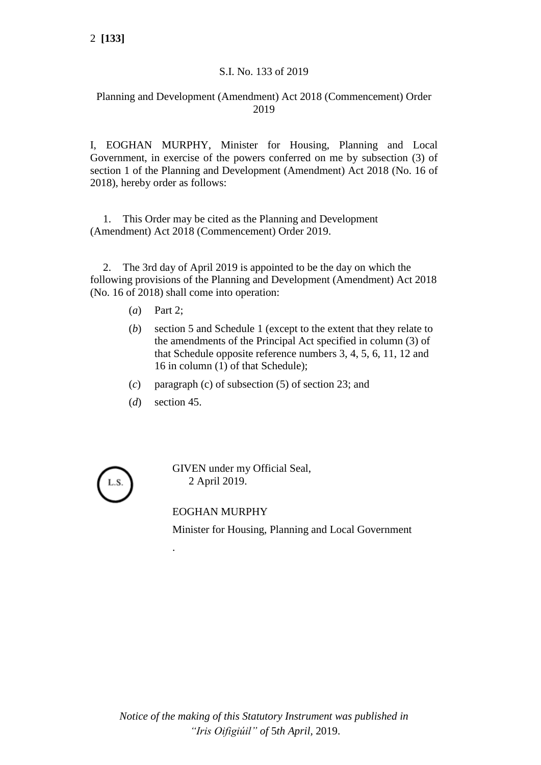S.I. No. 133 of 2019

Planning and Development (Amendment) Act 2018 (Commencement) Order 2019

I, EOGHAN MURPHY, Minister for Housing, Planning and Local Government, in exercise of the powers conferred on me by subsection (3) of section 1 of the Planning and Development (Amendment) Act 2018 (No. 16 of 2018), hereby order as follows:

1. This Order may be cited as the Planning and Development (Amendment) Act 2018 (Commencement) Order 2019.

2. The 3rd day of April 2019 is appointed to be the day on which the following provisions of the Planning and Development (Amendment) Act 2018 (No. 16 of 2018) shall come into operation:

(*a*) Part 2;

(*b*) section 5 and Schedule 1 (except to the extent that they relate to the amendments of the Principal Act specified in column (3) of that Schedule opposite reference numbers 3, 4, 5, 6, 11, 12 and 16 in column (1) of that Schedule);

(*c*) paragraph (c) of subsection (5) of section 23; and

(*d*) section 45.

L.S.

GIVEN under my Official Seal,
2 April 2019.

EOGHAN MURPHY

Minister for Housing, Planning and Local Government

*Notice of the making of this Statutory Instrument was published in "Iris Oifigiúil" of* 5*th April*, 2019.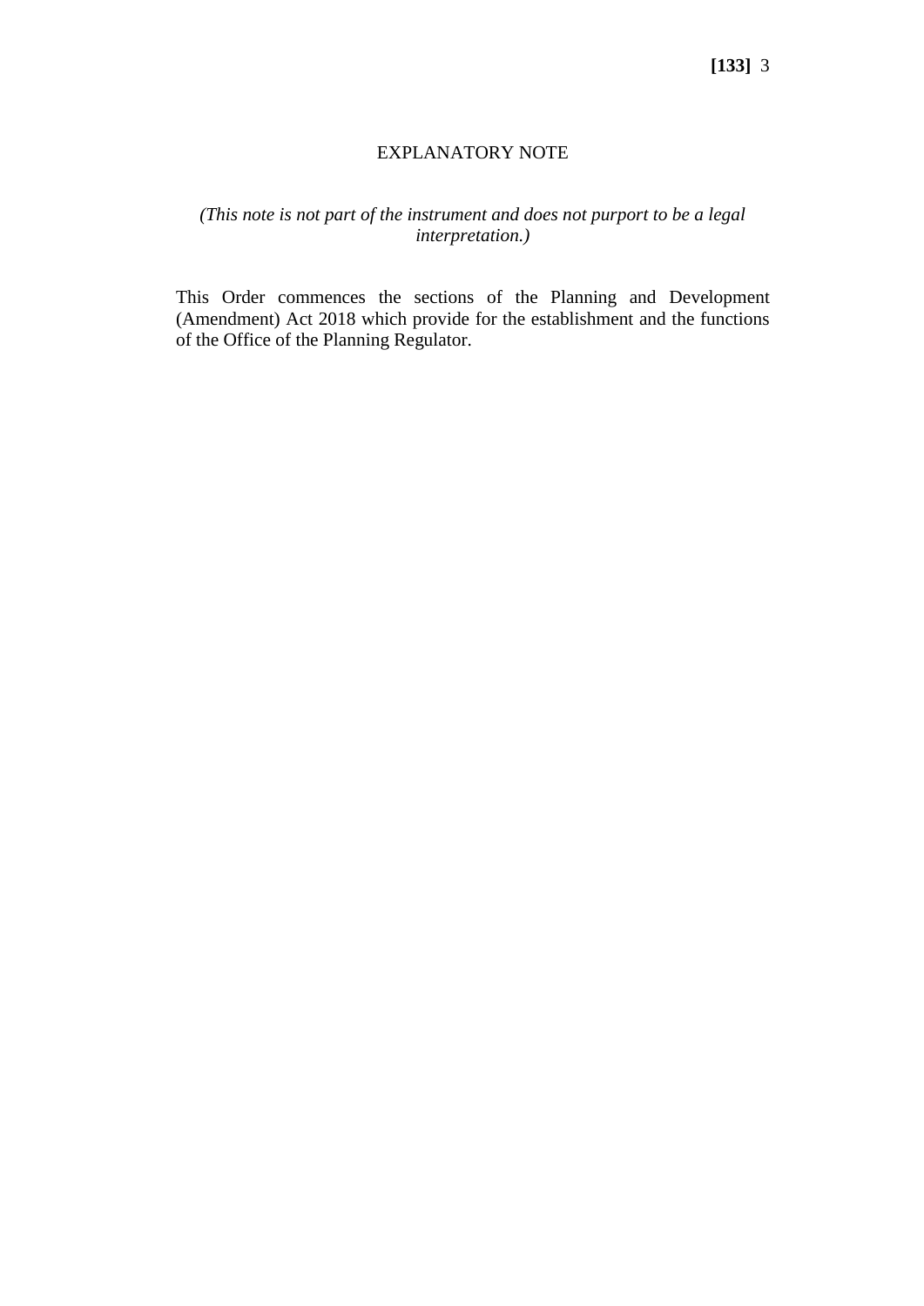## EXPLANATORY NOTE

*(This note is not part of the instrument and does not purport to be a legal interpretation.)*

This Order commences the sections of the Planning and Development (Amendment) Act 2018 which provide for the establishment and the functions of the Office of the Planning Regulator.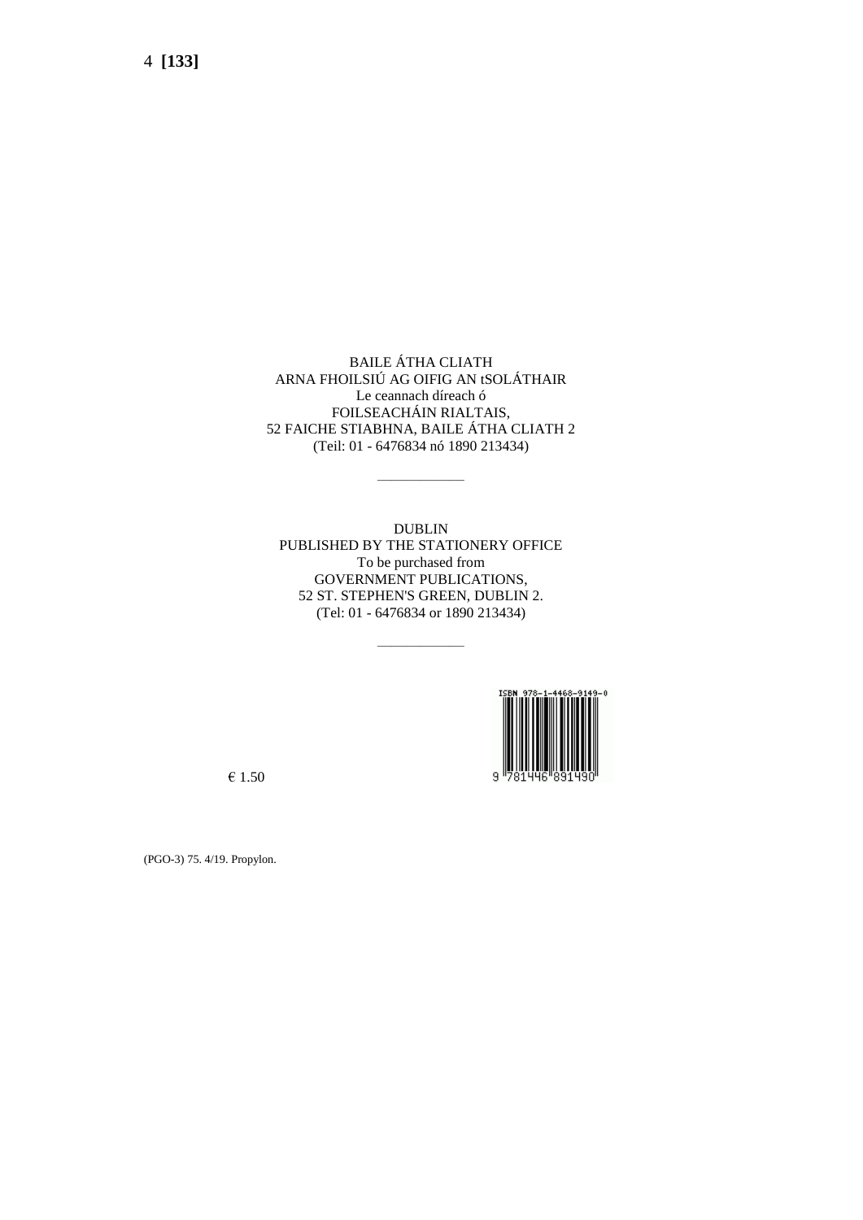BAILE ÁTHA CLIATH
ARNA FHOILSIÚ AG OIFIG AN tSOLÁTHAIR
Le ceannach díreach ó
FOILSEACHÁIN RIALTAIS,
52 FAICHE STIABHNA, BAILE ÁTHA CLIATH 2
(Teil: 01 - 6476834 nó 1890 213434)

---

DUBLIN
PUBLISHED BY THE STATIONERY OFFICE
To be purchased from
GOVERNMENT PUBLICATIONS,
52 ST. STEPHEN'S GREEN, DUBLIN 2.
(Tel: 01 - 6476834 or 1890 213434)

---

ISBN 978-1-4468-9149-0

9 781446 891490

€ 1.50

(PGO-3) 75. 4/19. Propylon.